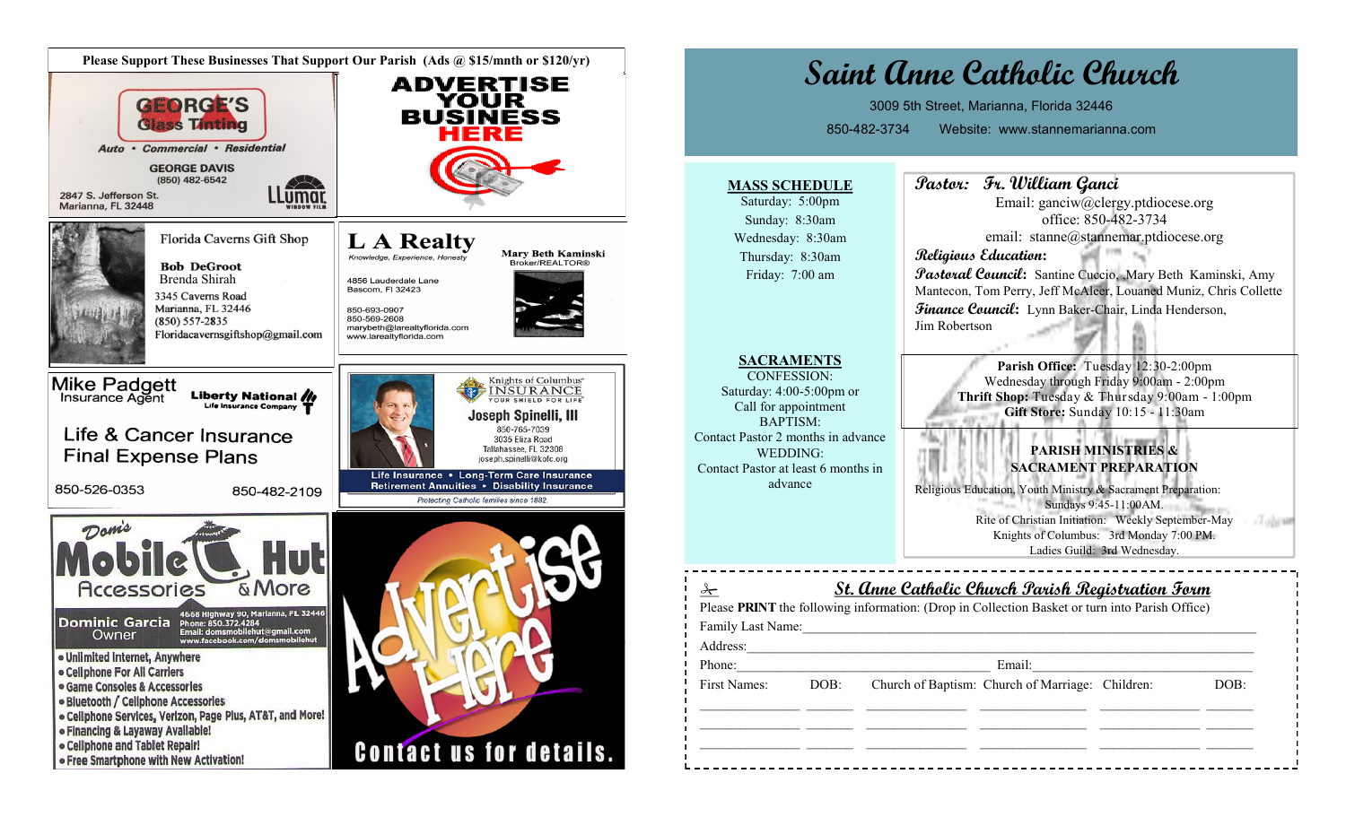Please Support These Businesses That Support Our Parish (Ads @ $15/mnth or $120/yr)

**GEORGE'S Glass Tinting**
Auto • Commercial • Residential
GEORGE DAVIS
(850) 482-6542
2847 S. Jefferson St.
Marianna, FL 32448
LLumar WINDOW FILM

**ADVERTISE YOUR BUSINESS HERE**

Florida Caverns Gift Shop
**Bob DeGroot**
Brenda Shirah
3345 Caverns Road
Marianna, FL 32446
(850) 557-2835
Floridacavernsgiftshop@gmail.com

**L A Realty**
Knowledge, Experience, Honesty
Mary Beth Kaminski
Broker/REALTOR®
4856 Lauderdale Lane
Bascom, Fl 32423
850-693-0907
850-569-2608
marybeth@larealtyflorida.com
www.larealtyflorida.com

Mike Padgett
Insurance Agent
Liberty National Life Insurance Company
Life & Cancer Insurance
Final Expense Plans
850-526-0353 850-482-2109

Knights of Columbus INSURANCE
YOUR SHIELD FOR LIFE
**Joseph Spinelli, III**
850-765-7039
3035 Eliza Road
Tallahassee, FL 32308
joseph.spinelli@kofc.org
Life Insurance • Long-Term Care Insurance
Retirement Annuities • Disability Insurance
Protecting Catholic families since 1882.

**Dom's Mobile Hut**
Accessories & More
Dominic Garcia
Owner
4568 Highway 90, Marianna, FL 32446
Phone: 850.372.4284
Email: domsmobilehut@gmail.com
www.facebook.com/domsmobilehut
- Unlimited Internet, Anywhere
- Cellphone For All Carriers
- Game Consoles & Accessories
- Bluetooth / Cellphone Accessories
- Cellphone Services, Verizon, Page Plus, AT&T, and More!
- Financing & Layaway Available!
- Cellphone and Tablet Repair!
- Free Smartphone with New Activation!

**Advertise Here**
Contact us for details.

# Saint Anne Catholic Church

3009 5th Street, Marianna, Florida 32446

850-482-3734 Website: www.stannemarianna.com

**MASS SCHEDULE**
Saturday: 5:00pm
Sunday: 8:30am
Wednesday: 8:30am
Thursday: 8:30am
Friday: 7:00 am

**SACRAMENTS**
CONFESSION:
Saturday: 4:00-5:00pm or
Call for appointment
BAPTISM:
Contact Pastor 2 months in advance
WEDDING:
Contact Pastor at least 6 months in advance

***Pastor: Fr. William Ganci***
Email: ganciw@clergy.ptdiocese.org
office: 850-482-3734
email: stanne@stannemar.ptdiocese.org

***Religious Education:***

***Pastoral Council:*** Santine Cuccio, Mary Beth Kaminski, Amy Mantecon, Tom Perry, Jeff McAleer, Louaned Muniz, Chris Collette

***Finance Council:*** Lynn Baker-Chair, Linda Henderson, Jim Robertson

**Parish Office:** Tuesday 12:30-2:00pm
Wednesday through Friday 9:00am - 2:00pm
**Thrift Shop:** Tuesday & Thursday 9:00am - 1:00pm
**Gift Store:** Sunday 10:15 - 11:30am

**PARISH MINISTRIES & SACRAMENT PREPARATION**

Religious Education, Youth Ministry & Sacrament Preparation: Sundays 9:45-11:00AM.
Rite of Christian Initiation: Weekly September-May
Knights of Columbus: 3rd Monday 7:00 PM.
Ladies Guild: 3rd Wednesday.

## St. Anne Catholic Church Parish Registration Form

Please **PRINT** the following information: (Drop in Collection Basket or turn into Parish Office)

Family Last Name:______________________________

Address:______________________________

Phone:____________________ Email:____________________

| First Names: | DOB: | Church of Baptism: | Church of Marriage: | Children: | DOB: |
|---|---|---|---|---|---|
| ________ | ____ | ________ | ________ | ________ | ____ |
| ________ | ____ | ________ | ________ | ________ | ____ |
| ________ | ____ | ________ | ________ | ________ | ____ |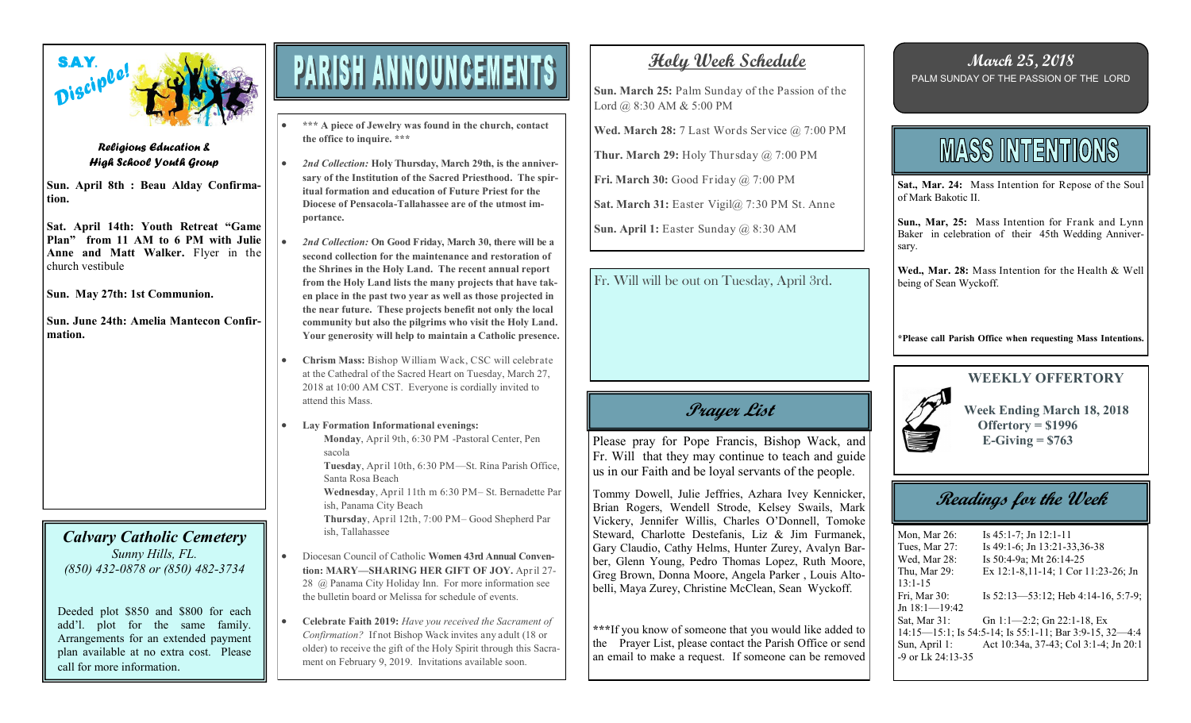S.A.Y. Disciple!

***Religious Education & High School Youth Group***

**Sun. April 8th : Beau Alday Confirmation.**

**Sat. April 14th: Youth Retreat "Game Plan" from 11 AM to 6 PM with Julie Anne and Matt Walker.** Flyer in the church vestibule

**Sun. May 27th: 1st Communion.**

**Sun. June 24th: Amelia Mantecon Confirmation.**

## *Calvary Catholic Cemetery*

*Sunny Hills, FL.*
*(850) 432-0878 or (850) 482-3734*

Deeded plot $850 and $800 for each add'l. plot for the same family. Arrangements for an extended payment plan available at no extra cost. Please call for more information.

# PARISH ANNOUNCEMENTS

- **\*\*\* A piece of Jewelry was found in the church, contact the office to inquire. \*\*\***
- *2nd Collection:* **Holy Thursday, March 29th, is the anniversary of the Institution of the Sacred Priesthood. The spiritual formation and education of Future Priest for the Diocese of Pensacola-Tallahassee are of the utmost importance.**
- *2nd Collection:* **On Good Friday, March 30, there will be a second collection for the maintenance and restoration of the Shrines in the Holy Land. The recent annual report from the Holy Land lists the many projects that have taken place in the past two year as well as those projected in the near future. These projects benefit not only the local community but also the pilgrims who visit the Holy Land. Your generosity will help to maintain a Catholic presence.**
- **Chrism Mass:** Bishop William Wack, CSC will celebrate at the Cathedral of the Sacred Heart on Tuesday, March 27, 2018 at 10:00 AM CST. Everyone is cordially invited to attend this Mass.
- **Lay Formation Informational evenings:**
  **Monday**, April 9th, 6:30 PM -Pastoral Center, Pensacola
  **Tuesday**, April 10th, 6:30 PM—St. Rina Parish Office, Santa Rosa Beach
  **Wednesday**, April 11th m 6:30 PM– St. Bernadette Parish, Panama City Beach
  **Thursday**, April 12th, 7:00 PM– Good Shepherd Parish, Tallahassee
- Diocesan Council of Catholic **Women 43rd Annual Convention: MARY—SHARING HER GIFT OF JOY.** April 27-28 @ Panama City Holiday Inn. For more information see the bulletin board or Melissa for schedule of events.
- **Celebrate Faith 2019:** *Have you received the Sacrament of Confirmation?* If not Bishop Wack invites any adult (18 or older) to receive the gift of the Holy Spirit through this Sacrament on February 9, 2019. Invitations available soon.

## *Holy Week Schedule*

**Sun. March 25:** Palm Sunday of the Passion of the Lord @ 8:30 AM & 5:00 PM

**Wed. March 28:** 7 Last Words Service @ 7:00 PM

**Thur. March 29:** Holy Thursday @ 7:00 PM

**Fri. March 30:** Good Friday @ 7:00 PM

**Sat. March 31:** Easter Vigil@ 7:30 PM St. Anne

**Sun. April 1:** Easter Sunday @ 8:30 AM

Fr. Will will be out on Tuesday, April 3rd.

## *Prayer List*

Please pray for Pope Francis, Bishop Wack, and Fr. Will that they may continue to teach and guide us in our Faith and be loyal servants of the people.

Tommy Dowell, Julie Jeffries, Azhara Ivey Kennicker, Brian Rogers, Wendell Strode, Kelsey Swails, Mark Vickery, Jennifer Willis, Charles O'Donnell, Tomoke Steward, Charlotte Destefanis, Liz & Jim Furmanek, Gary Claudio, Cathy Helms, Hunter Zurey, Avalyn Barber, Glenn Young, Pedro Thomas Lopez, Ruth Moore, Greg Brown, Donna Moore, Angela Parker , Louis Altobelli, Maya Zurey, Christine McClean, Sean Wyckoff.

**\*\*\***If you know of someone that you would like added to the Prayer List, please contact the Parish Office or send an email to make a request. If someone can be removed

## *March 25, 2018*

PALM SUNDAY OF THE PASSION OF THE LORD

# MASS INTENTIONS

**Sat., Mar. 24:** Mass Intention for Repose of the Soul of Mark Bakotic II.

**Sun., Mar, 25:** Mass Intention for Frank and Lynn Baker in celebration of their 45th Wedding Anniversary.

**Wed., Mar. 28:** Mass Intention for the Health & Well being of Sean Wyckoff.

**\*Please call Parish Office when requesting Mass Intentions.**

## WEEKLY OFFERTORY

**Week Ending March 18, 2018**
**Offertory = $1996**
**E-Giving = $763**

## *Readings for the Week*

Mon, Mar 26: Is 45:1-7; Jn 12:1-11
Tues, Mar 27: Is 49:1-6; Jn 13:21-33,36-38
Wed, Mar 28: Is 50:4-9a; Mt 26:14-25
Thu, Mar 29: Ex 12:1-8,11-14; 1 Cor 11:23-26; Jn 13:1-15
Fri, Mar 30: Is 52:13—53:12; Heb 4:14-16, 5:7-9; Jn 18:1—19:42
Sat, Mar 31: Gn 1:1—2:2; Gn 22:1-18, Ex 14:15—15:1; Is 54:5-14; Is 55:1-11; Bar 3:9-15, 32—4:4
Sun, April 1: Act 10:34a, 37-43; Col 3:1-4; Jn 20:1-9 or Lk 24:13-35